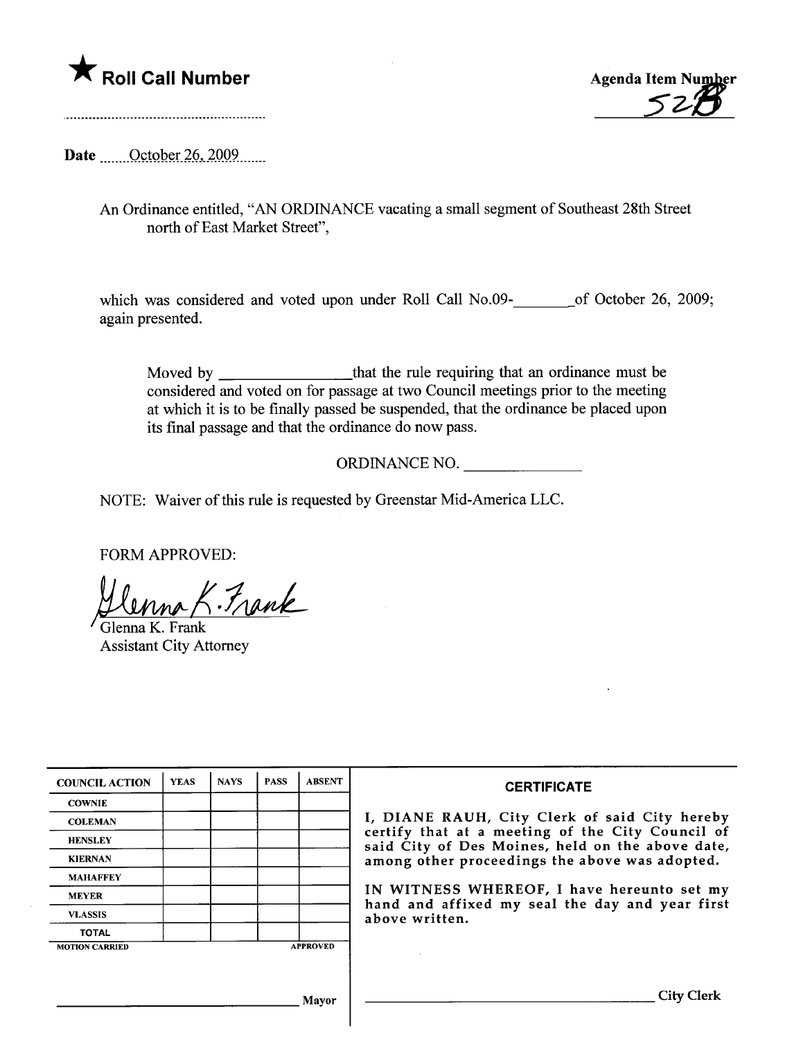★ **Roll Call Number**

Agenda Item Number
52B

Date ........October 26, 2009........

An Ordinance entitled, "AN ORDINANCE vacating a small segment of Southeast 28th Street north of East Market Street",

which was considered and voted upon under Roll Call No.09-________of October 26, 2009; again presented.

Moved by ________________that the rule requiring that an ordinance must be considered and voted on for passage at two Council meetings prior to the meeting at which it is to be finally passed be suspended, that the ordinance be placed upon its final passage and that the ordinance do now pass.

ORDINANCE NO. _______________

NOTE: Waiver of this rule is requested by Greenstar Mid-America LLC.

FORM APPROVED:

Glenna K. Frank
Glenna K. Frank
Assistant City Attorney

| COUNCIL ACTION | YEAS | NAYS | PASS | ABSENT |
|---|---|---|---|---|
| COWNIE | | | | |
| COLEMAN | | | | |
| HENSLEY | | | | |
| KIERNAN | | | | |
| MAHAFFEY | | | | |
| MEYER | | | | |
| VLASSIS | | | | |
| TOTAL | | | | |
| MOTION CARRIED | | | | APPROVED |

_______________________________ Mayor

**CERTIFICATE**

I, DIANE RAUH, City Clerk of said City hereby certify that at a meeting of the City Council of said City of Des Moines, held on the above date, among other proceedings the above was adopted.

IN WITNESS WHEREOF, I have hereunto set my hand and affixed my seal the day and year first above written.

_______________________________ City Clerk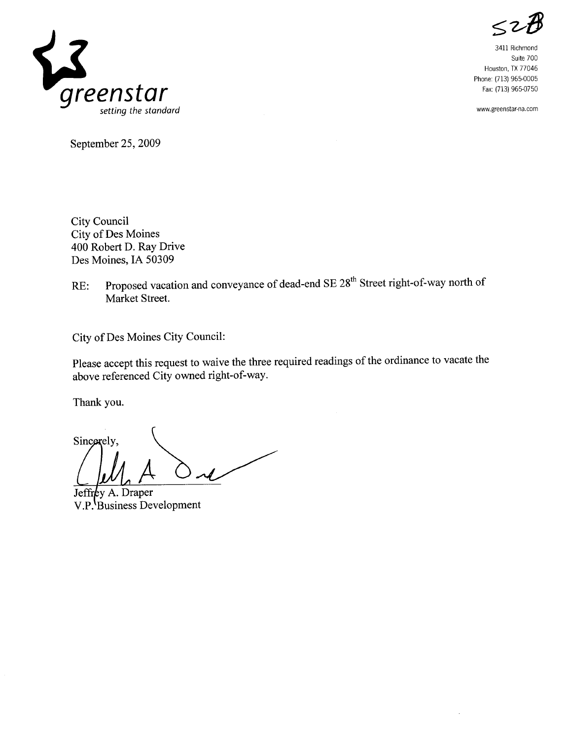52B

greenstar
*setting the standard*

3411 Richmond
Suite 700
Houston, TX 77046
Phone: (713) 965-0005
Fax: (713) 965-0750

www.greenstar-na.com

September 25, 2009

City Council
City of Des Moines
400 Robert D. Ray Drive
Des Moines, IA 50309

RE: Proposed vacation and conveyance of dead-end SE 28th Street right-of-way north of Market Street.

City of Des Moines City Council:

Please accept this request to waive the three required readings of the ordinance to vacate the above referenced City owned right-of-way.

Thank you.

Sincerely,

Jeffrey A. Draper
V.P. Business Development